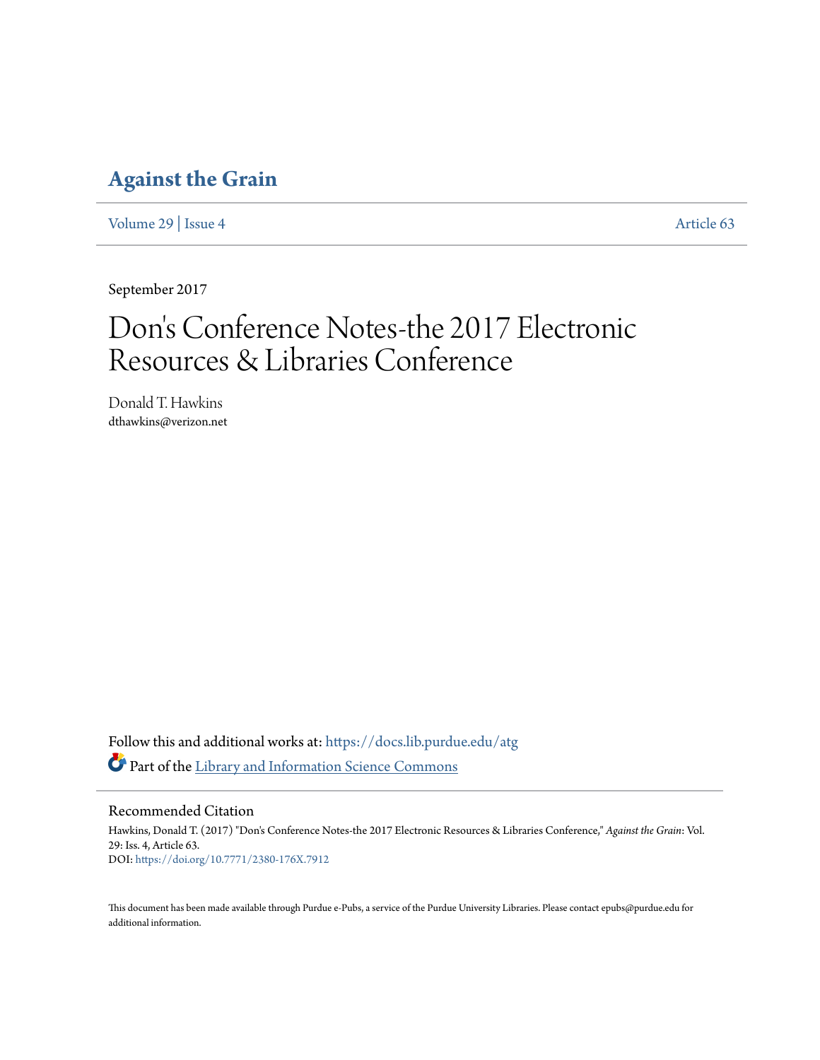# Against the Grain

Volume 29 | Issue 4 Article 63

September 2017

# Don's Conference Notes-the 2017 Electronic Resources & Libraries Conference

Donald T. Hawkins
dthawkins@verizon.net

Follow this and additional works at: https://docs.lib.purdue.edu/atg

Part of the Library and Information Science Commons

## Recommended Citation

Hawkins, Donald T. (2017) "Don's Conference Notes-the 2017 Electronic Resources & Libraries Conference," *Against the Grain*: Vol. 29: Iss. 4, Article 63.
DOI: https://doi.org/10.7771/2380-176X.7912

This document has been made available through Purdue e-Pubs, a service of the Purdue University Libraries. Please contact epubs@purdue.edu for additional information.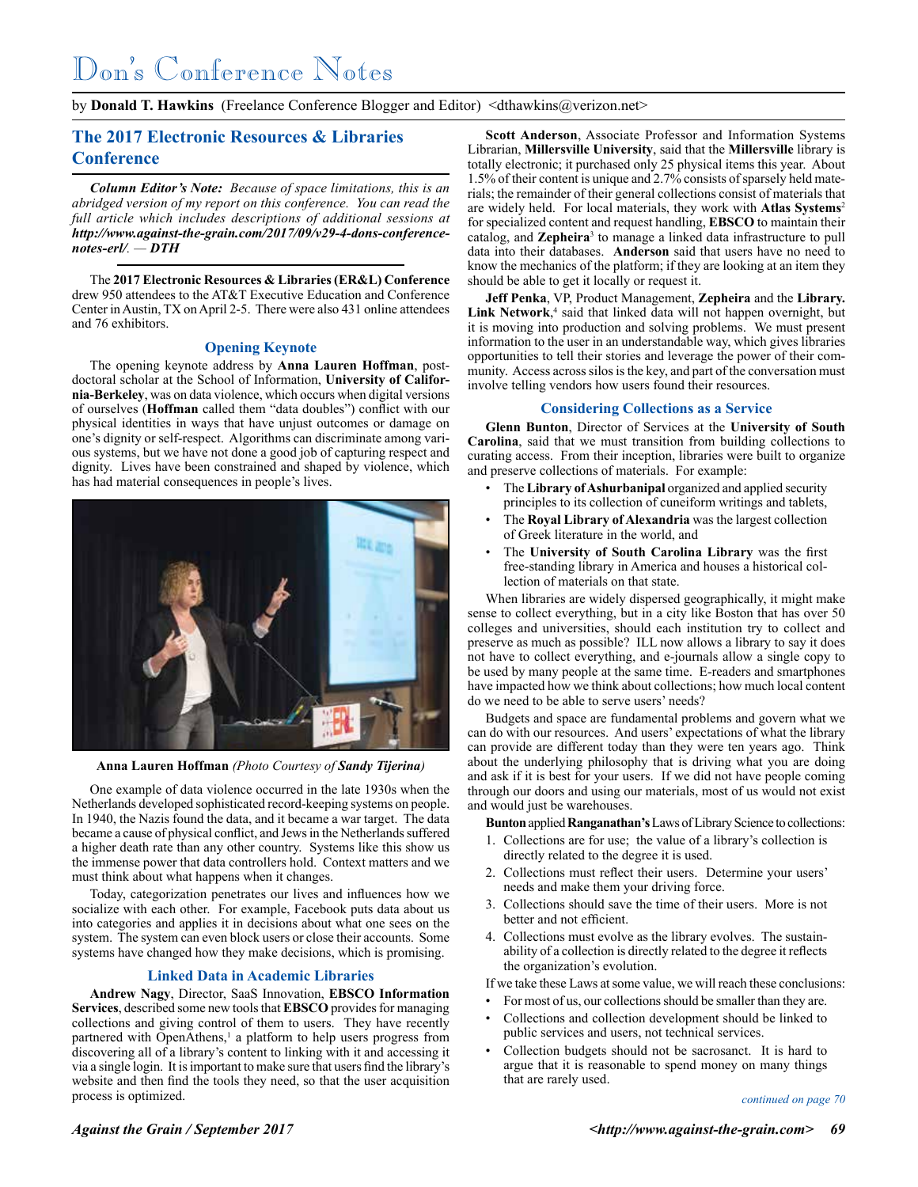# Don's Conference Notes

by **Donald T. Hawkins** (Freelance Conference Blogger and Editor) <dthawkins@verizon.net>

## The 2017 Electronic Resources & Libraries Conference

***Column Editor's Note:** Because of space limitations, this is an abridged version of my report on this conference. You can read the full article which includes descriptions of additional sessions at **http://www.against-the-grain.com/2017/09/v29-4-dons-conference-notes-erl/**. — **DTH***

The **2017 Electronic Resources & Libraries (ER&L) Conference** drew 950 attendees to the AT&T Executive Education and Conference Center in Austin, TX on April 2-5. There were also 431 online attendees and 76 exhibitors.

### Opening Keynote

The opening keynote address by **Anna Lauren Hoffman**, post-doctoral scholar at the School of Information, **University of California-Berkeley**, was on data violence, which occurs when digital versions of ourselves (**Hoffman** called them "data doubles") conflict with our physical identities in ways that have unjust outcomes or damage on one's dignity or self-respect. Algorithms can discriminate among various systems, but we have not done a good job of capturing respect and dignity. Lives have been constrained and shaped by violence, which has had material consequences in people's lives.

**Anna Lauren Hoffman** *(Photo Courtesy of **Sandy Tijerina**)*

One example of data violence occurred in the late 1930s when the Netherlands developed sophisticated record-keeping systems on people. In 1940, the Nazis found the data, and it became a war target. The data became a cause of physical conflict, and Jews in the Netherlands suffered a higher death rate than any other country. Systems like this show us the immense power that data controllers hold. Context matters and we must think about what happens when it changes.

Today, categorization penetrates our lives and influences how we socialize with each other. For example, Facebook puts data about us into categories and applies it in decisions about what one sees on the system. The system can even block users or close their accounts. Some systems have changed how they make decisions, which is promising.

### Linked Data in Academic Libraries

**Andrew Nagy**, Director, SaaS Innovation, **EBSCO Information Services**, described some new tools that **EBSCO** provides for managing collections and giving control of them to users. They have recently partnered with OpenAthens,[1] a platform to help users progress from discovering all of a library's content to linking with it and accessing it via a single login. It is important to make sure that users find the library's website and then find the tools they need, so that the user acquisition process is optimized.

**Scott Anderson**, Associate Professor and Information Systems Librarian, **Millersville University**, said that the **Millersville** library is totally electronic; it purchased only 25 physical items this year. About 1.5% of their content is unique and 2.7% consists of sparsely held materials; the remainder of their general collections consist of materials that are widely held. For local materials, they work with **Atlas Systems**[2] for specialized content and request handling, **EBSCO** to maintain their catalog, and **Zepheira**[3] to manage a linked data infrastructure to pull data into their databases. **Anderson** said that users have no need to know the mechanics of the platform; if they are looking at an item they should be able to get it locally or request it.

**Jeff Penka**, VP, Product Management, **Zepheira** and the **Library. Link Network**,[4] said that linked data will not happen overnight, but it is moving into production and solving problems. We must present information to the user in an understandable way, which gives libraries opportunities to tell their stories and leverage the power of their community. Access across silos is the key, and part of the conversation must involve telling vendors how users found their resources.

### Considering Collections as a Service

**Glenn Bunton**, Director of Services at the **University of South Carolina**, said that we must transition from building collections to curating access. From their inception, libraries were built to organize and preserve collections of materials. For example:

- The **Library of Ashurbanipal** organized and applied security principles to its collection of cuneiform writings and tablets,
- The **Royal Library of Alexandria** was the largest collection of Greek literature in the world, and
- The **University of South Carolina Library** was the first free-standing library in America and houses a historical collection of materials on that state.

When libraries are widely dispersed geographically, it might make sense to collect everything, but in a city like Boston that has over 50 colleges and universities, should each institution try to collect and preserve as much as possible? ILL now allows a library to say it does not have to collect everything, and e-journals allow a single copy to be used by many people at the same time. E-readers and smartphones have impacted how we think about collections; how much local content do we need to be able to serve users' needs?

Budgets and space are fundamental problems and govern what we can do with our resources. And users' expectations of what the library can provide are different today than they were ten years ago. Think about the underlying philosophy that is driving what you are doing and ask if it is best for your users. If we did not have people coming through our doors and using our materials, most of us would not exist and would just be warehouses.

**Bunton** applied **Ranganathan's** Laws of Library Science to collections:

1. Collections are for use; the value of a library's collection is directly related to the degree it is used.
2. Collections must reflect their users. Determine your users' needs and make them your driving force.
3. Collections should save the time of their users. More is not better and not efficient.
4. Collections must evolve as the library evolves. The sustainability of a collection is directly related to the degree it reflects the organization's evolution.

If we take these Laws at some value, we will reach these conclusions:

- For most of us, our collections should be smaller than they are.
- Collections and collection development should be linked to public services and users, not technical services.
- Collection budgets should not be sacrosanct. It is hard to argue that it is reasonable to spend money on many things that are rarely used.

*continued on page 70*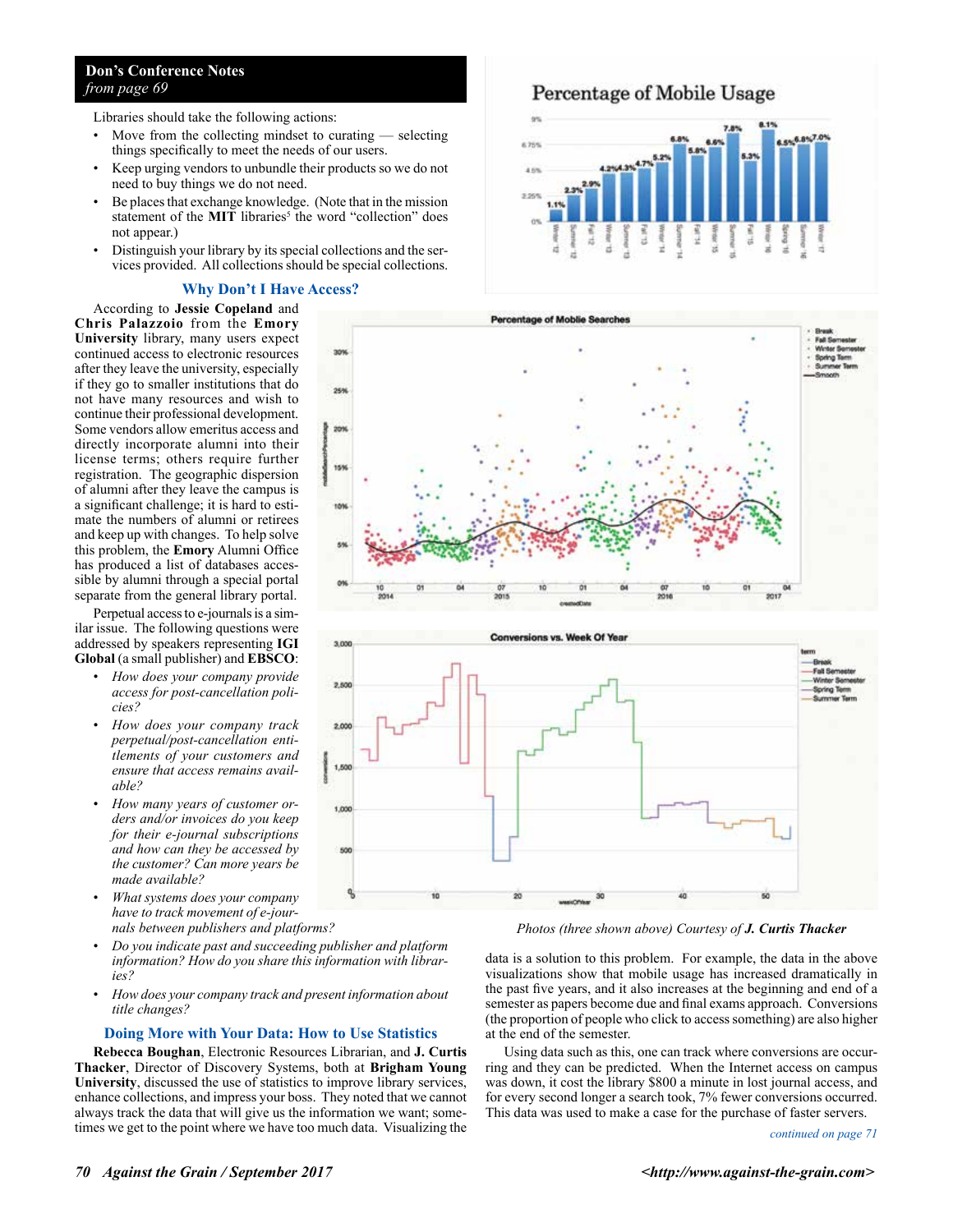**Don's Conference Notes**
*from page 69*

Libraries should take the following actions:

- Move from the collecting mindset to curating — selecting things specifically to meet the needs of our users.
- Keep urging vendors to unbundle their products so we do not need to buy things we do not need.
- Be places that exchange knowledge. (Note that in the mission statement of the **MIT** libraries[5] the word "collection" does not appear.)
- Distinguish your library by its special collections and the services provided. All collections should be special collections.

## Why Don't I Have Access?

According to **Jessie Copeland** and **Chris Palazzolo** from the **Emory University** library, many users expect continued access to electronic resources after they leave the university, especially if they go to smaller institutions that do not have many resources and wish to continue their professional development. Some vendors allow emeritus access and directly incorporate alumni into their license terms; others require further registration. The geographic dispersion of alumni after they leave the campus is a significant challenge; it is hard to estimate the numbers of alumni or retirees and keep up with changes. To help solve this problem, the **Emory** Alumni Office has produced a list of databases accessible by alumni through a special portal separate from the general library portal.

Perpetual access to e-journals is a similar issue. The following questions were addressed by speakers representing **IGI Global** (a small publisher) and **EBSCO**:

- *How does your company provide access for post-cancellation policies?*
- *How does your company track perpetual/post-cancellation entitlements of your customers and ensure that access remains available?*
- *How many years of customer orders and/or invoices do you keep for their e-journal subscriptions and how can they be accessed by the customer? Can more years be made available?*
- *What systems does your company have to track movement of e-journals between publishers and platforms?*
- *Do you indicate past and succeeding publisher and platform information? How do you share this information with libraries?*
- *How does your company track and present information about title changes?*

## Doing More with Your Data: How to Use Statistics

**Rebecca Boughan**, Electronic Resources Librarian, and **J. Curtis Thacker**, Director of Discovery Systems, both at **Brigham Young University**, discussed the use of statistics to improve library services, enhance collections, and impress your boss. They noted that we cannot always track the data that will give us the information we want; sometimes we get to the point where we have too much data. Visualizing the data is a solution to this problem. For example, the data in the above visualizations show that mobile usage has increased dramatically in the past five years, and it also increases at the beginning and end of a semester as papers become due and final exams approach. Conversions (the proportion of people who click to access something) are also higher at the end of the semester.

*Photos (three shown above) Courtesy of **J. Curtis Thacker***

Using data such as this, one can track where conversions are occurring and they can be predicted. When the Internet access on campus was down, it cost the library $800 a minute in lost journal access, and for every second longer a search took, 7% fewer conversions occurred. This data was used to make a case for the purchase of faster servers.

*continued on page 71*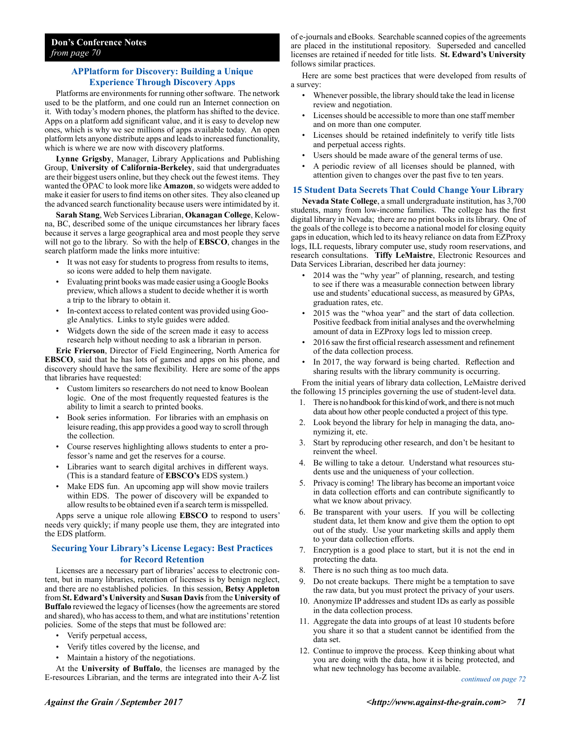**Don's Conference Notes**
*from page 70*

### APPlatform for Discovery: Building a Unique Experience Through Discovery Apps

Platforms are environments for running other software. The network used to be the platform, and one could run an Internet connection on it. With today's modern phones, the platform has shifted to the device. Apps on a platform add significant value, and it is easy to develop new ones, which is why we see millions of apps available today. An open platform lets anyone distribute apps and leads to increased functionality, which is where we are now with discovery platforms.

**Lynne Grigsby**, Manager, Library Applications and Publishing Group, **University of California-Berkeley**, said that undergraduates are their biggest users online, but they check out the fewest items. They wanted the OPAC to look more like **Amazon**, so widgets were added to make it easier for users to find items on other sites. They also cleaned up the advanced search functionality because users were intimidated by it.

**Sarah Stang**, Web Services Librarian, **Okanagan College**, Kelowna, BC, described some of the unique circumstances her library faces because it serves a large geographical area and most people they serve will not go to the library. So with the help of **EBSCO**, changes in the search platform made the links more intuitive:

- It was not easy for students to progress from results to items, so icons were added to help them navigate.
- Evaluating print books was made easier using a Google Books preview, which allows a student to decide whether it is worth a trip to the library to obtain it.
- In-context access to related content was provided using Google Analytics. Links to style guides were added.
- Widgets down the side of the screen made it easy to access research help without needing to ask a librarian in person.

**Eric Frierson**, Director of Field Engineering, North America for **EBSCO**, said that he has lots of games and apps on his phone, and discovery should have the same flexibility. Here are some of the apps that libraries have requested:

- Custom limiters so researchers do not need to know Boolean logic. One of the most frequently requested features is the ability to limit a search to printed books.
- Book series information. For libraries with an emphasis on leisure reading, this app provides a good way to scroll through the collection.
- Course reserves highlighting allows students to enter a professor's name and get the reserves for a course.
- Libraries want to search digital archives in different ways. (This is a standard feature of **EBSCO's** EDS system.)
- Make EDS fun. An upcoming app will show movie trailers within EDS. The power of discovery will be expanded to allow results to be obtained even if a search term is misspelled.

Apps serve a unique role allowing **EBSCO** to respond to users' needs very quickly; if many people use them, they are integrated into the EDS platform.

### Securing Your Library's License Legacy: Best Practices for Record Retention

Licenses are a necessary part of libraries' access to electronic content, but in many libraries, retention of licenses is by benign neglect, and there are no established policies. In this session, **Betsy Appleton** from **St. Edward's University** and **Susan Davis** from the **University of Buffalo** reviewed the legacy of licenses (how the agreements are stored and shared), who has access to them, and what are institutions' retention policies. Some of the steps that must be followed are:

- Verify perpetual access,
- Verify titles covered by the license, and
- Maintain a history of the negotiations.

At the **University of Buffalo**, the licenses are managed by the E-resources Librarian, and the terms are integrated into their A-Z list of e-journals and eBooks. Searchable scanned copies of the agreements are placed in the institutional repository. Superseded and cancelled licenses are retained if needed for title lists. **St. Edward's University** follows similar practices.

Here are some best practices that were developed from results of a survey:

- Whenever possible, the library should take the lead in license review and negotiation.
- Licenses should be accessible to more than one staff member and on more than one computer.
- Licenses should be retained indefinitely to verify title lists and perpetual access rights.
- Users should be made aware of the general terms of use.
- A periodic review of all licenses should be planned, with attention given to changes over the past five to ten years.

### 15 Student Data Secrets That Could Change Your Library

**Nevada State College**, a small undergraduate institution, has 3,700 students, many from low-income families. The college has the first digital library in Nevada; there are no print books in its library. One of the goals of the college is to become a national model for closing equity gaps in education, which led to its heavy reliance on data from EZProxy logs, ILL requests, library computer use, study room reservations, and research consultations. **Tiffy LeMaistre**, Electronic Resources and Data Services Librarian, described her data journey:

- 2014 was the "why year" of planning, research, and testing to see if there was a measurable connection between library use and students' educational success, as measured by GPAs, graduation rates, etc.
- 2015 was the "whoa year" and the start of data collection. Positive feedback from initial analyses and the overwhelming amount of data in EZProxy logs led to mission creep.
- 2016 saw the first official research assessment and refinement of the data collection process.
- In 2017, the way forward is being charted. Reflection and sharing results with the library community is occurring.

From the initial years of library data collection, LeMaistre derived the following 15 principles governing the use of student-level data.

1. There is no handbook for this kind of work, and there is not much data about how other people conducted a project of this type.
2. Look beyond the library for help in managing the data, anonymizing it, etc.
3. Start by reproducing other research, and don't be hesitant to reinvent the wheel.
4. Be willing to take a detour. Understand what resources students use and the uniqueness of your collection.
5. Privacy is coming! The library has become an important voice in data collection efforts and can contribute significantly to what we know about privacy.
6. Be transparent with your users. If you will be collecting student data, let them know and give them the option to opt out of the study. Use your marketing skills and apply them to your data collection efforts.
7. Encryption is a good place to start, but it is not the end in protecting the data.
8. There is no such thing as too much data.
9. Do not create backups. There might be a temptation to save the raw data, but you must protect the privacy of your users.
10. Anonymize IP addresses and student IDs as early as possible in the data collection process.
11. Aggregate the data into groups of at least 10 students before you share it so that a student cannot be identified from the data set.
12. Continue to improve the process. Keep thinking about what you are doing with the data, how it is being protected, and what new technology has become available.

*continued on page 72*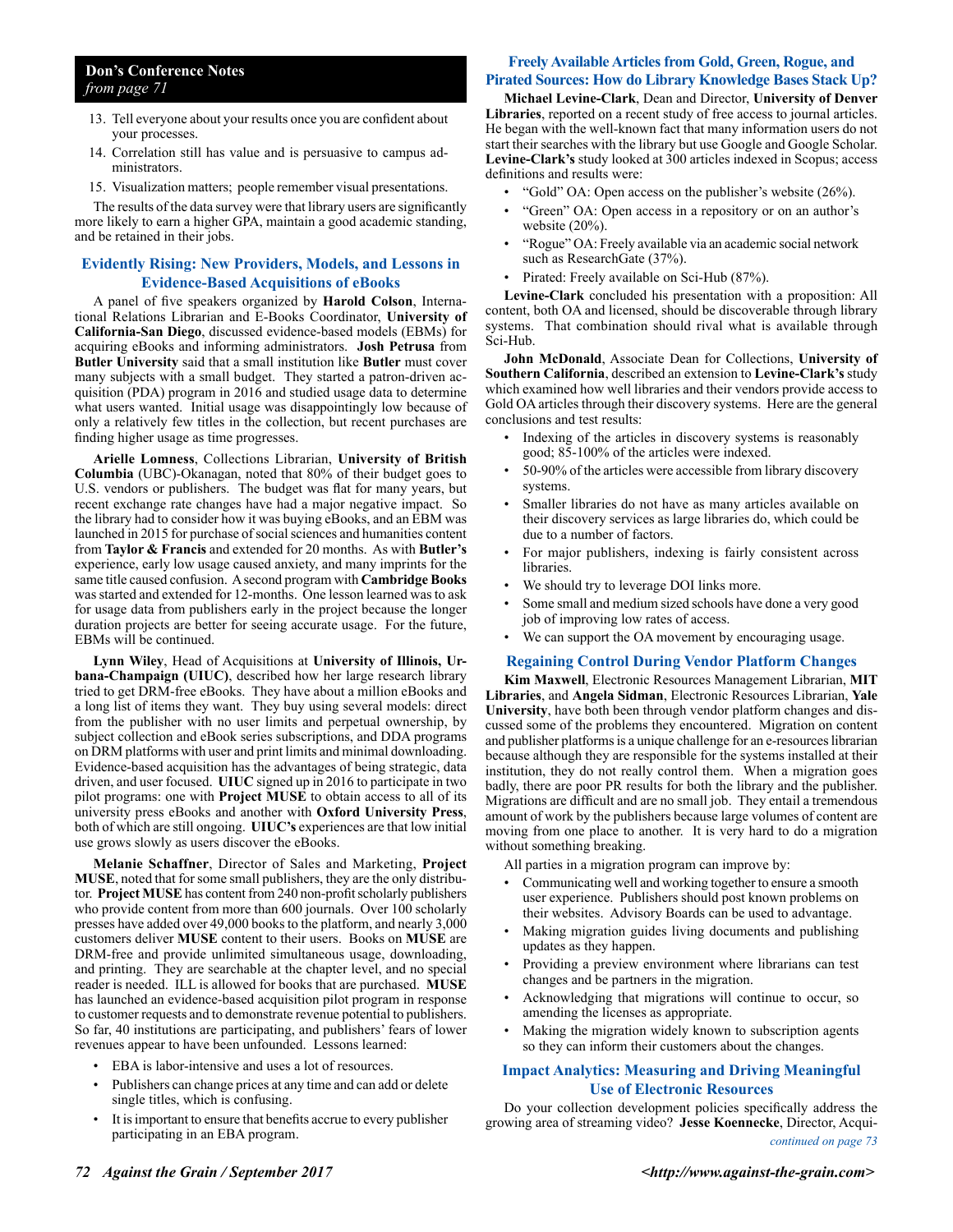**Don's Conference Notes**
*from page 71*

13. Tell everyone about your results once you are confident about your processes.
14. Correlation still has value and is persuasive to campus administrators.
15. Visualization matters; people remember visual presentations.

The results of the data survey were that library users are significantly more likely to earn a higher GPA, maintain a good academic standing, and be retained in their jobs.

## Evidently Rising: New Providers, Models, and Lessons in Evidence-Based Acquisitions of eBooks

A panel of five speakers organized by **Harold Colson**, International Relations Librarian and E-Books Coordinator, **University of California-San Diego**, discussed evidence-based models (EBMs) for acquiring eBooks and informing administrators. **Josh Petrusa** from **Butler University** said that a small institution like **Butler** must cover many subjects with a small budget. They started a patron-driven acquisition (PDA) program in 2016 and studied usage data to determine what users wanted. Initial usage was disappointingly low because of only a relatively few titles in the collection, but recent purchases are finding higher usage as time progresses.

**Arielle Lomness**, Collections Librarian, **University of British Columbia** (UBC)-Okanagan, noted that 80% of their budget goes to U.S. vendors or publishers. The budget was flat for many years, but recent exchange rate changes have had a major negative impact. So the library had to consider how it was buying eBooks, and an EBM was launched in 2015 for purchase of social sciences and humanities content from **Taylor & Francis** and extended for 20 months. As with **Butler's** experience, early low usage caused anxiety, and many imprints for the same title caused confusion. A second program with **Cambridge Books** was started and extended for 12-months. One lesson learned was to ask for usage data from publishers early in the project because the longer duration projects are better for seeing accurate usage. For the future, EBMs will be continued.

**Lynn Wiley**, Head of Acquisitions at **University of Illinois, Urbana-Champaign (UIUC)**, described how her large research library tried to get DRM-free eBooks. They have about a million eBooks and a long list of items they want. They buy using several models: direct from the publisher with no user limits and perpetual ownership, by subject collection and eBook series subscriptions, and DDA programs on DRM platforms with user and print limits and minimal downloading. Evidence-based acquisition has the advantages of being strategic, data driven, and user focused. **UIUC** signed up in 2016 to participate in two pilot programs: one with **Project MUSE** to obtain access to all of its university press eBooks and another with **Oxford University Press**, both of which are still ongoing. **UIUC's** experiences are that low initial use grows slowly as users discover the eBooks.

**Melanie Schaffner**, Director of Sales and Marketing, **Project MUSE**, noted that for some small publishers, they are the only distributor. **Project MUSE** has content from 240 non-profit scholarly publishers who provide content from more than 600 journals. Over 100 scholarly presses have added over 49,000 books to the platform, and nearly 3,000 customers deliver **MUSE** content to their users. Books on **MUSE** are DRM-free and provide unlimited simultaneous usage, downloading, and printing. They are searchable at the chapter level, and no special reader is needed. ILL is allowed for books that are purchased. **MUSE** has launched an evidence-based acquisition pilot program in response to customer requests and to demonstrate revenue potential to publishers. So far, 40 institutions are participating, and publishers' fears of lower revenues appear to have been unfounded. Lessons learned:

- EBA is labor-intensive and uses a lot of resources.
- Publishers can change prices at any time and can add or delete single titles, which is confusing.
- It is important to ensure that benefits accrue to every publisher participating in an EBA program.

## Freely Available Articles from Gold, Green, Rogue, and Pirated Sources: How do Library Knowledge Bases Stack Up?

**Michael Levine-Clark**, Dean and Director, **University of Denver Libraries**, reported on a recent study of free access to journal articles. He began with the well-known fact that many information users do not start their searches with the library but use Google and Google Scholar. **Levine-Clark's** study looked at 300 articles indexed in Scopus; access definitions and results were:

- "Gold" OA: Open access on the publisher's website (26%).
- "Green" OA: Open access in a repository or on an author's website (20%).
- "Rogue" OA: Freely available via an academic social network such as ResearchGate (37%).
- Pirated: Freely available on Sci-Hub (87%).

**Levine-Clark** concluded his presentation with a proposition: All content, both OA and licensed, should be discoverable through library systems. That combination should rival what is available through Sci-Hub.

**John McDonald**, Associate Dean for Collections, **University of Southern California**, described an extension to **Levine-Clark's** study which examined how well libraries and their vendors provide access to Gold OA articles through their discovery systems. Here are the general conclusions and test results:

- Indexing of the articles in discovery systems is reasonably good; 85-100% of the articles were indexed.
- 50-90% of the articles were accessible from library discovery systems.
- Smaller libraries do not have as many articles available on their discovery services as large libraries do, which could be due to a number of factors.
- For major publishers, indexing is fairly consistent across libraries.
- We should try to leverage DOI links more.
- Some small and medium sized schools have done a very good job of improving low rates of access.
- We can support the OA movement by encouraging usage.

## Regaining Control During Vendor Platform Changes

**Kim Maxwell**, Electronic Resources Management Librarian, **MIT Libraries**, and **Angela Sidman**, Electronic Resources Librarian, **Yale University**, have both been through vendor platform changes and discussed some of the problems they encountered. Migration on content and publisher platforms is a unique challenge for an e-resources librarian because although they are responsible for the systems installed at their institution, they do not really control them. When a migration goes badly, there are poor PR results for both the library and the publisher. Migrations are difficult and are no small job. They entail a tremendous amount of work by the publishers because large volumes of content are moving from one place to another. It is very hard to do a migration without something breaking.

All parties in a migration program can improve by:

- Communicating well and working together to ensure a smooth user experience. Publishers should post known problems on their websites. Advisory Boards can be used to advantage.
- Making migration guides living documents and publishing updates as they happen.
- Providing a preview environment where librarians can test changes and be partners in the migration.
- Acknowledging that migrations will continue to occur, so amending the licenses as appropriate.
- Making the migration widely known to subscription agents so they can inform their customers about the changes.

## Impact Analytics: Measuring and Driving Meaningful Use of Electronic Resources

Do your collection development policies specifically address the growing area of streaming video? **Jesse Koennecke**, Director, Acqui-

*continued on page 73*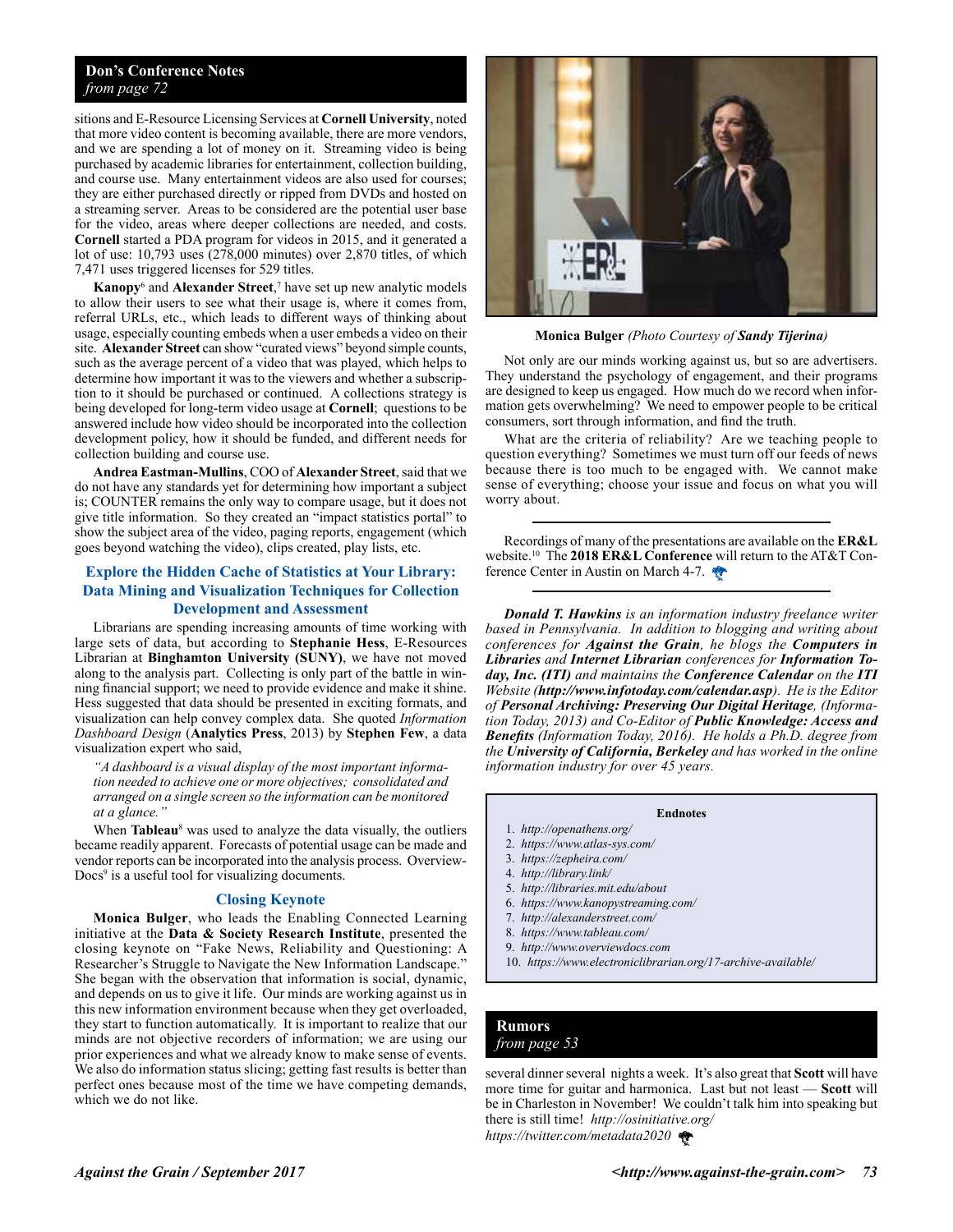**Don's Conference Notes**
*from page 72*

sitions and E-Resource Licensing Services at **Cornell University**, noted that more video content is becoming available, there are more vendors, and we are spending a lot of money on it. Streaming video is being purchased by academic libraries for entertainment, collection building, and course use. Many entertainment videos are also used for courses; they are either purchased directly or ripped from DVDs and hosted on a streaming server. Areas to be considered are the potential user base for the video, areas where deeper collections are needed, and costs. **Cornell** started a PDA program for videos in 2015, and it generated a lot of use: 10,793 uses (278,000 minutes) over 2,870 titles, of which 7,471 uses triggered licenses for 529 titles.

**Kanopy**[6] and **Alexander Street**,[7] have set up new analytic models to allow their users to see what their usage is, where it comes from, referral URLs, etc., which leads to different ways of thinking about usage, especially counting embeds when a user embeds a video on their site. **Alexander Street** can show "curated views" beyond simple counts, such as the average percent of a video that was played, which helps to determine how important it was to the viewers and whether a subscription to it should be purchased or continued. A collections strategy is being developed for long-term video usage at **Cornell**; questions to be answered include how video should be incorporated into the collection development policy, how it should be funded, and different needs for collection building and course use.

**Andrea Eastman-Mullins**, COO of **Alexander Street**, said that we do not have any standards yet for determining how important a subject is; COUNTER remains the only way to compare usage, but it does not give title information. So they created an "impact statistics portal" to show the subject area of the video, paging reports, engagement (which goes beyond watching the video), clips created, play lists, etc.

## Explore the Hidden Cache of Statistics at Your Library: Data Mining and Visualization Techniques for Collection Development and Assessment

Librarians are spending increasing amounts of time working with large sets of data, but according to **Stephanie Hess**, E-Resources Librarian at **Binghamton University (SUNY)**, we have not moved along to the analysis part. Collecting is only part of the battle in winning financial support; we need to provide evidence and make it shine. Hess suggested that data should be presented in exciting formats, and visualization can help convey complex data. She quoted *Information Dashboard Design* (**Analytics Press**, 2013) by **Stephen Few**, a data visualization expert who said,

> *"A dashboard is a visual display of the most important information needed to achieve one or more objectives; consolidated and arranged on a single screen so the information can be monitored at a glance."*

When **Tableau**[8] was used to analyze the data visually, the outliers became readily apparent. Forecasts of potential usage can be made and vendor reports can be incorporated into the analysis process. OverviewDocs[9] is a useful tool for visualizing documents.

## Closing Keynote

**Monica Bulger**, who leads the Enabling Connected Learning initiative at the **Data & Society Research Institute**, presented the closing keynote on "Fake News, Reliability and Questioning: A Researcher's Struggle to Navigate the New Information Landscape." She began with the observation that information is social, dynamic, and depends on us to give it life. Our minds are working against us in this new information environment because when they get overloaded, they start to function automatically. It is important to realize that our minds are not objective recorders of information; we are using our prior experiences and what we already know to make sense of events. We also do information status slicing; getting fast results is better than perfect ones because most of the time we have competing demands, which we do not like.

**Monica Bulger** *(Photo Courtesy of **Sandy Tijerina**)*

Not only are our minds working against us, but so are advertisers. They understand the psychology of engagement, and their programs are designed to keep us engaged. How much do we record when information gets overwhelming? We need to empower people to be critical consumers, sort through information, and find the truth.

What are the criteria of reliability? Are we teaching people to question everything? Sometimes we must turn off our feeds of news because there is too much to be engaged with. We cannot make sense of everything; choose your issue and focus on what you will worry about.

---

Recordings of many of the presentations are available on the **ER&L** website.[10] The **2018 ER&L Conference** will return to the AT&T Conference Center in Austin on March 4-7.

---

***Donald T. Hawkins** is an information industry freelance writer based in Pennsylvania. In addition to blogging and writing about conferences for **Against the Grain**, he blogs the **Computers in Libraries** and **Internet Librarian** conferences for **Information Today, Inc. (ITI)** and maintains the **Conference Calendar** on the **ITI** Website (**http://www.infotoday.com/calendar.asp**). He is the Editor of **Personal Archiving: Preserving Our Digital Heritage**, (Information Today, 2013) and Co-Editor of **Public Knowledge: Access and Benefits** (Information Today, 2016). He holds a Ph.D. degree from the **University of California, Berkeley** and has worked in the online information industry for over 45 years.*

**Endnotes**

1. *http://openathens.org/*
2. *https://www.atlas-sys.com/*
3. *https://zepheira.com/*
4. *http://library.link/*
5. *http://libraries.mit.edu/about*
6. *https://www.kanopystreaming.com/*
7. *http://alexanderstreet.com/*
8. *https://www.tableau.com/*
9. *http://www.overviewdocs.com*
10. *https://www.electroniclibrarian.org/17-archive-available/*

**Rumors**
*from page 53*

several dinner several nights a week. It's also great that **Scott** will have more time for guitar and harmonica. Last but not least — **Scott** will be in Charleston in November! We couldn't talk him into speaking but there is still time! *http://osinitiative.org/*
*https://twitter.com/metadata2020*